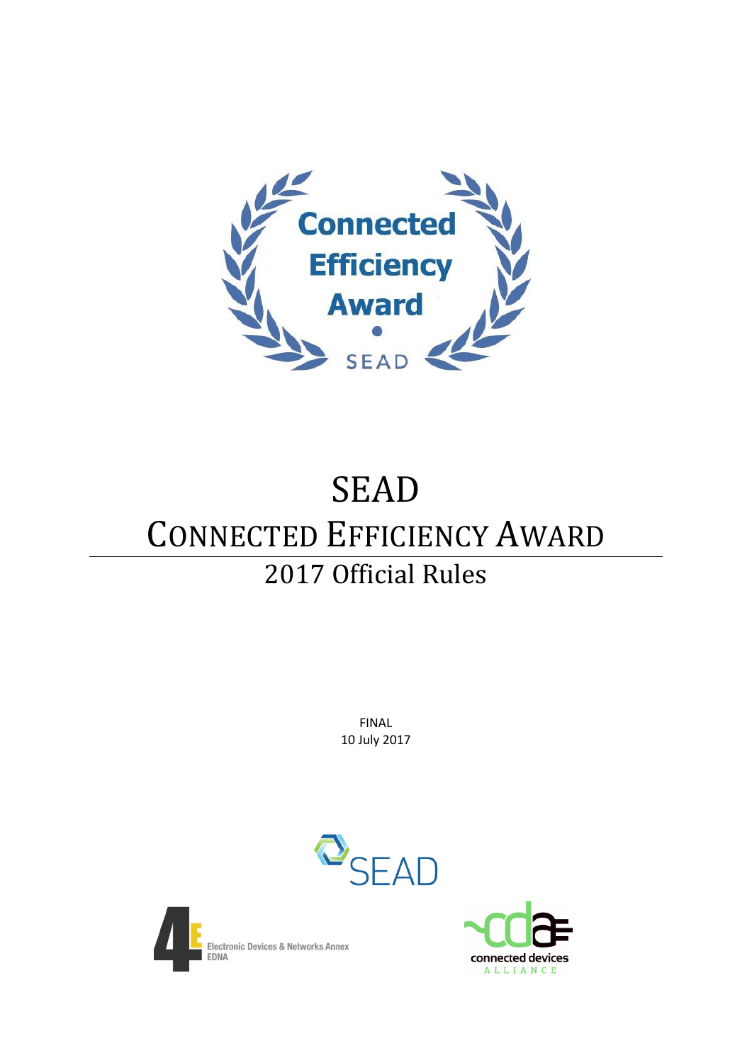Connected Efficiency Award

SEAD

# SEAD

# CONNECTED EFFICIENCY AWARD

## 2017 Official Rules

FINAL

10 July 2017

SEAD

Electronic Devices & Networks Annex
EDNA

connected devices
ALLIANCE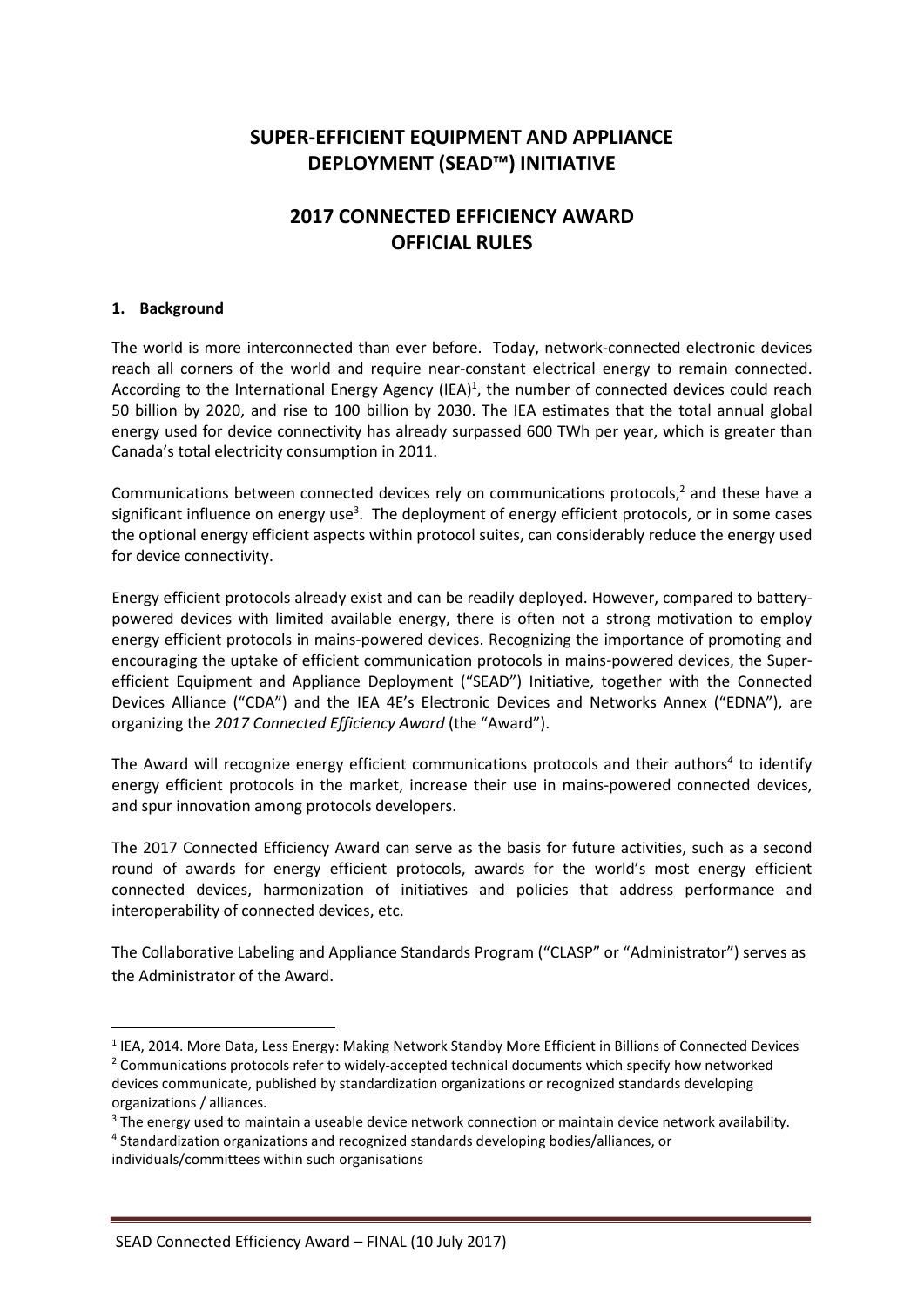# SUPER-EFFICIENT EQUIPMENT AND APPLIANCE DEPLOYMENT (SEAD™) INITIATIVE

# 2017 CONNECTED EFFICIENCY AWARD OFFICIAL RULES

## 1. Background

The world is more interconnected than ever before. Today, network-connected electronic devices reach all corners of the world and require near-constant electrical energy to remain connected. According to the International Energy Agency (IEA)[1], the number of connected devices could reach 50 billion by 2020, and rise to 100 billion by 2030. The IEA estimates that the total annual global energy used for device connectivity has already surpassed 600 TWh per year, which is greater than Canada's total electricity consumption in 2011.

Communications between connected devices rely on communications protocols,[2] and these have a significant influence on energy use[3]. The deployment of energy efficient protocols, or in some cases the optional energy efficient aspects within protocol suites, can considerably reduce the energy used for device connectivity.

Energy efficient protocols already exist and can be readily deployed. However, compared to battery-powered devices with limited available energy, there is often not a strong motivation to employ energy efficient protocols in mains-powered devices. Recognizing the importance of promoting and encouraging the uptake of efficient communication protocols in mains-powered devices, the Super-efficient Equipment and Appliance Deployment ("SEAD") Initiative, together with the Connected Devices Alliance ("CDA") and the IEA 4E's Electronic Devices and Networks Annex ("EDNA"), are organizing the *2017 Connected Efficiency Award* (the "Award").

The Award will recognize energy efficient communications protocols and their authors[4] to identify energy efficient protocols in the market, increase their use in mains-powered connected devices, and spur innovation among protocols developers.

The 2017 Connected Efficiency Award can serve as the basis for future activities, such as a second round of awards for energy efficient protocols, awards for the world's most energy efficient connected devices, harmonization of initiatives and policies that address performance and interoperability of connected devices, etc.

The Collaborative Labeling and Appliance Standards Program ("CLASP" or "Administrator") serves as the Administrator of the Award.

---

[1] IEA, 2014. More Data, Less Energy: Making Network Standby More Efficient in Billions of Connected Devices

[2] Communications protocols refer to widely-accepted technical documents which specify how networked devices communicate, published by standardization organizations or recognized standards developing organizations / alliances.

[3] The energy used to maintain a useable device network connection or maintain device network availability.

[4] Standardization organizations and recognized standards developing bodies/alliances, or individuals/committees within such organisations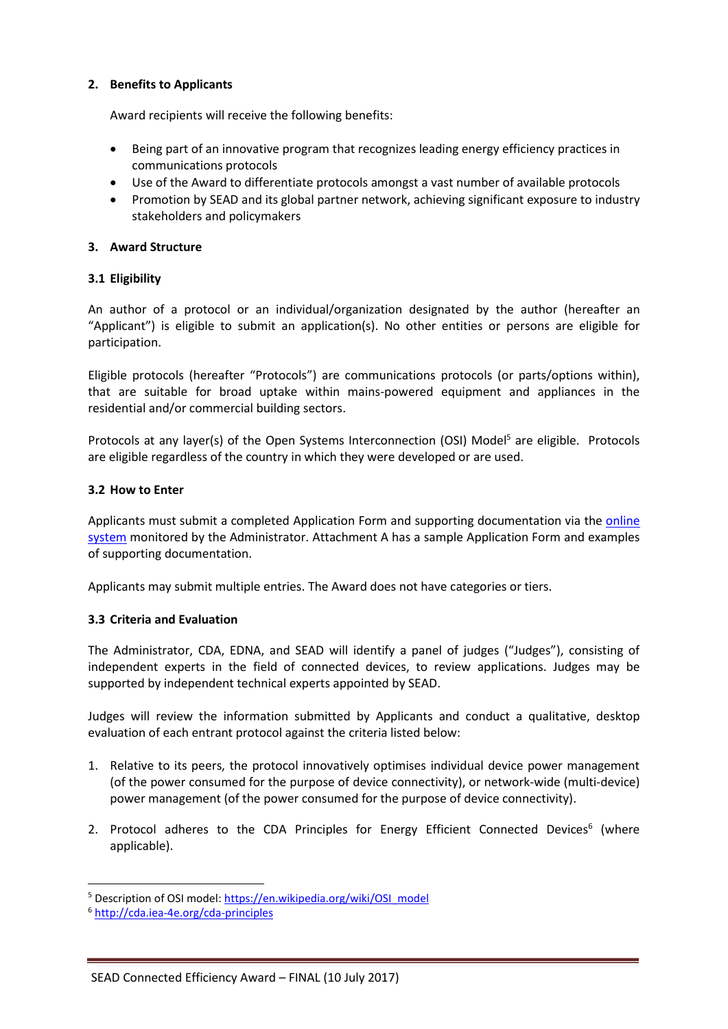## 2. Benefits to Applicants

Award recipients will receive the following benefits:

- Being part of an innovative program that recognizes leading energy efficiency practices in communications protocols
- Use of the Award to differentiate protocols amongst a vast number of available protocols
- Promotion by SEAD and its global partner network, achieving significant exposure to industry stakeholders and policymakers

## 3. Award Structure

### 3.1 Eligibility

An author of a protocol or an individual/organization designated by the author (hereafter an "Applicant") is eligible to submit an application(s). No other entities or persons are eligible for participation.

Eligible protocols (hereafter "Protocols") are communications protocols (or parts/options within), that are suitable for broad uptake within mains-powered equipment and appliances in the residential and/or commercial building sectors.

Protocols at any layer(s) of the Open Systems Interconnection (OSI) Model[5] are eligible. Protocols are eligible regardless of the country in which they were developed or are used.

### 3.2 How to Enter

Applicants must submit a completed Application Form and supporting documentation via the online system monitored by the Administrator. Attachment A has a sample Application Form and examples of supporting documentation.

Applicants may submit multiple entries. The Award does not have categories or tiers.

### 3.3 Criteria and Evaluation

The Administrator, CDA, EDNA, and SEAD will identify a panel of judges ("Judges"), consisting of independent experts in the field of connected devices, to review applications. Judges may be supported by independent technical experts appointed by SEAD.

Judges will review the information submitted by Applicants and conduct a qualitative, desktop evaluation of each entrant protocol against the criteria listed below:

1. Relative to its peers, the protocol innovatively optimises individual device power management (of the power consumed for the purpose of device connectivity), or network-wide (multi-device) power management (of the power consumed for the purpose of device connectivity).

2. Protocol adheres to the CDA Principles for Energy Efficient Connected Devices[6] (where applicable).

---

[5] Description of OSI model: https://en.wikipedia.org/wiki/OSI_model

[6] http://cda.iea-4e.org/cda-principles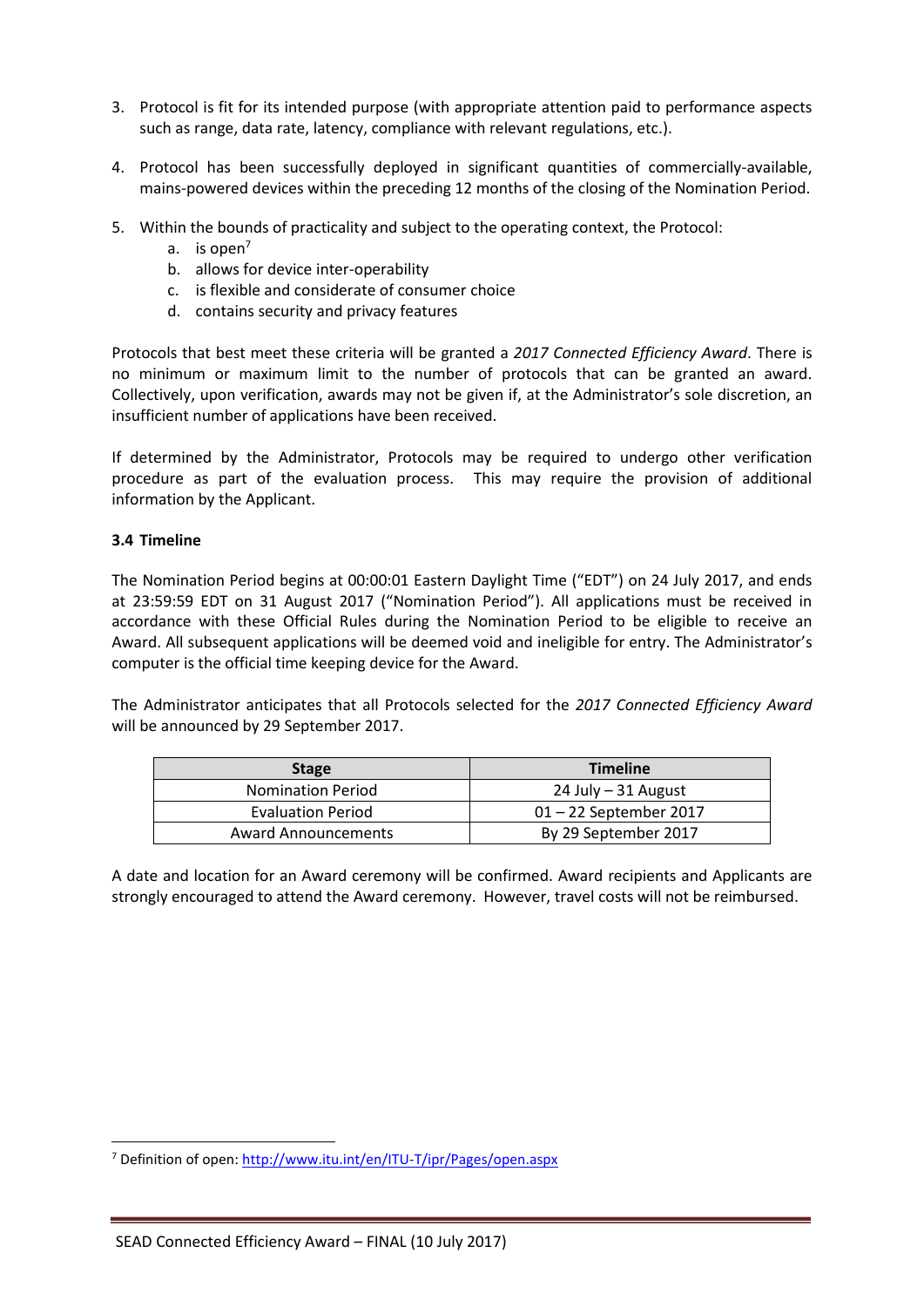3. Protocol is fit for its intended purpose (with appropriate attention paid to performance aspects such as range, data rate, latency, compliance with relevant regulations, etc.).

4. Protocol has been successfully deployed in significant quantities of commercially-available, mains-powered devices within the preceding 12 months of the closing of the Nomination Period.

5. Within the bounds of practicality and subject to the operating context, the Protocol:
   a. is open[7]
   b. allows for device inter-operability
   c. is flexible and considerate of consumer choice
   d. contains security and privacy features

Protocols that best meet these criteria will be granted a *2017 Connected Efficiency Award*. There is no minimum or maximum limit to the number of protocols that can be granted an award. Collectively, upon verification, awards may not be given if, at the Administrator's sole discretion, an insufficient number of applications have been received.

If determined by the Administrator, Protocols may be required to undergo other verification procedure as part of the evaluation process. This may require the provision of additional information by the Applicant.

**3.4 Timeline**

The Nomination Period begins at 00:00:01 Eastern Daylight Time ("EDT") on 24 July 2017, and ends at 23:59:59 EDT on 31 August 2017 ("Nomination Period"). All applications must be received in accordance with these Official Rules during the Nomination Period to be eligible to receive an Award. All subsequent applications will be deemed void and ineligible for entry. The Administrator's computer is the official time keeping device for the Award.

The Administrator anticipates that all Protocols selected for the *2017 Connected Efficiency Award* will be announced by 29 September 2017.

| Stage | Timeline |
|---|---|
| Nomination Period | 24 July – 31 August |
| Evaluation Period | 01 – 22 September 2017 |
| Award Announcements | By 29 September 2017 |

A date and location for an Award ceremony will be confirmed. Award recipients and Applicants are strongly encouraged to attend the Award ceremony. However, travel costs will not be reimbursed.

[7] Definition of open: http://www.itu.int/en/ITU-T/ipr/Pages/open.aspx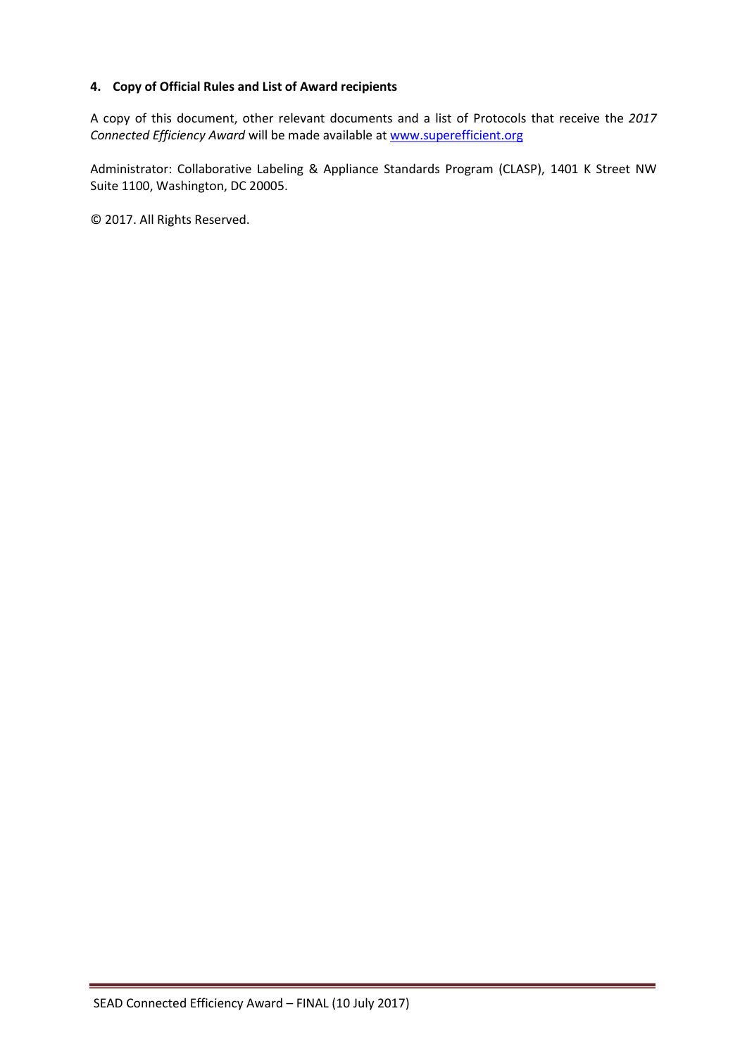#### 4. Copy of Official Rules and List of Award recipients

A copy of this document, other relevant documents and a list of Protocols that receive the *2017 Connected Efficiency Award* will be made available at [www.superefficient.org](http://www.superefficient.org)

Administrator: Collaborative Labeling & Appliance Standards Program (CLASP), 1401 K Street NW Suite 1100, Washington, DC 20005.

© 2017. All Rights Reserved.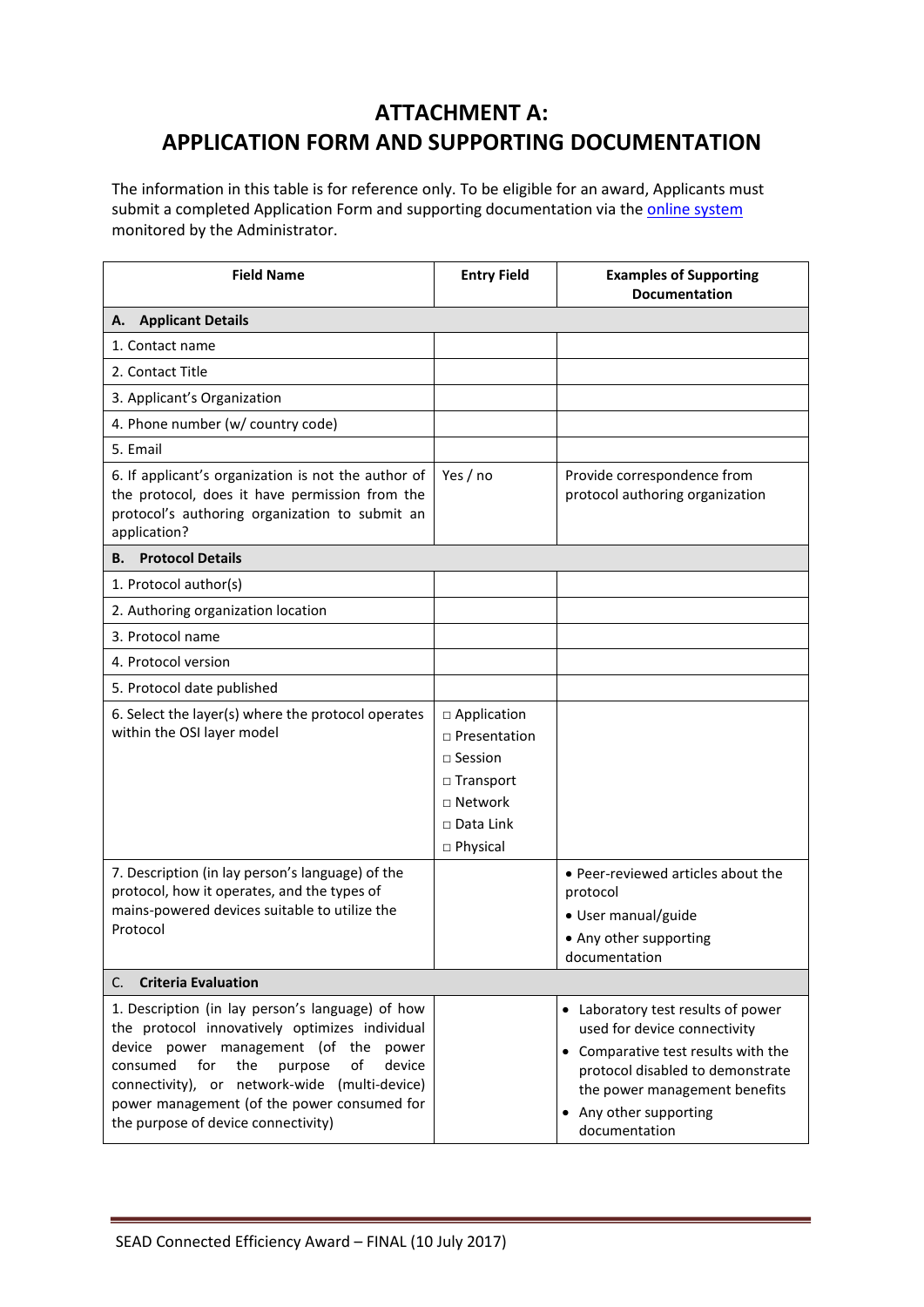# ATTACHMENT A: APPLICATION FORM AND SUPPORTING DOCUMENTATION

The information in this table is for reference only. To be eligible for an award, Applicants must submit a completed Application Form and supporting documentation via the online system monitored by the Administrator.

| Field Name | Entry Field | Examples of Supporting Documentation |
|---|---|---|
| **A. Applicant Details** | | |
| 1. Contact name | | |
| 2. Contact Title | | |
| 3. Applicant's Organization | | |
| 4. Phone number (w/ country code) | | |
| 5. Email | | |
| 6. If applicant's organization is not the author of the protocol, does it have permission from the protocol's authoring organization to submit an application? | Yes / no | Provide correspondence from protocol authoring organization |
| **B. Protocol Details** | | |
| 1. Protocol author(s) | | |
| 2. Authoring organization location | | |
| 3. Protocol name | | |
| 4. Protocol version | | |
| 5. Protocol date published | | |
| 6. Select the layer(s) where the protocol operates within the OSI layer model | □ Application<br>□ Presentation<br>□ Session<br>□ Transport<br>□ Network<br>□ Data Link<br>□ Physical | |
| 7. Description (in lay person's language) of the protocol, how it operates, and the types of mains-powered devices suitable to utilize the Protocol | | • Peer-reviewed articles about the protocol<br>• User manual/guide<br>• Any other supporting documentation |
| **C. Criteria Evaluation** | | |
| 1. Description (in lay person's language) of how the protocol innovatively optimizes individual device power management (of the power consumed for the purpose of device connectivity), or network-wide (multi-device) power management (of the power consumed for the purpose of device connectivity) | | • Laboratory test results of power used for device connectivity<br>• Comparative test results with the protocol disabled to demonstrate the power management benefits<br>• Any other supporting documentation |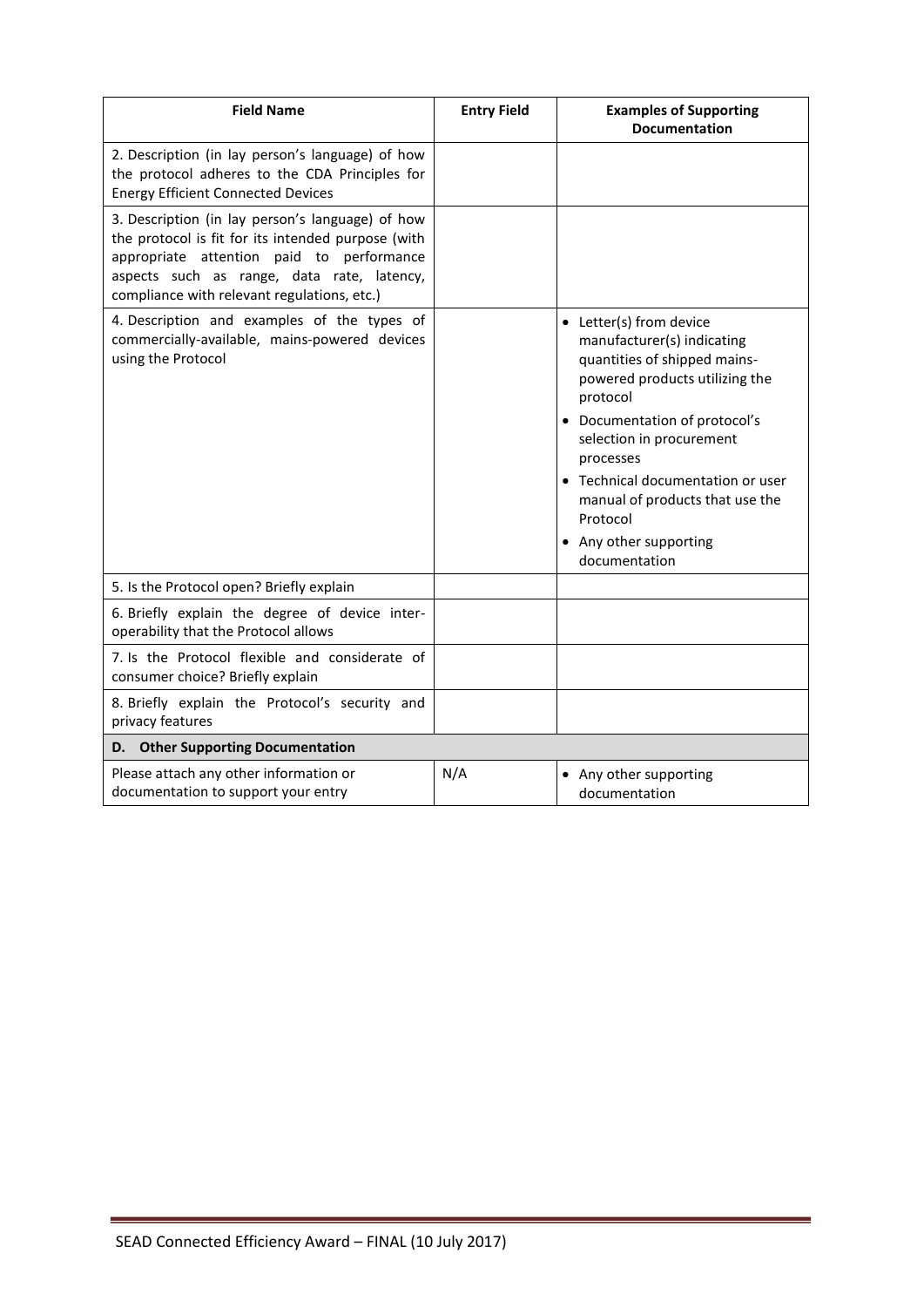| Field Name | Entry Field | Examples of Supporting Documentation |
|---|---|---|
| 2. Description (in lay person's language) of how the protocol adheres to the CDA Principles for Energy Efficient Connected Devices | | |
| 3. Description (in lay person's language) of how the protocol is fit for its intended purpose (with appropriate attention paid to performance aspects such as range, data rate, latency, compliance with relevant regulations, etc.) | | |
| 4. Description and examples of the types of commercially-available, mains-powered devices using the Protocol | | • Letter(s) from device manufacturer(s) indicating quantities of shipped mains-powered products utilizing the protocol<br>• Documentation of protocol's selection in procurement processes<br>• Technical documentation or user manual of products that use the Protocol<br>• Any other supporting documentation |
| 5. Is the Protocol open? Briefly explain | | |
| 6. Briefly explain the degree of device inter-operability that the Protocol allows | | |
| 7. Is the Protocol flexible and considerate of consumer choice? Briefly explain | | |
| 8. Briefly explain the Protocol's security and privacy features | | |
| **D. Other Supporting Documentation** | | |
| Please attach any other information or documentation to support your entry | N/A | • Any other supporting documentation |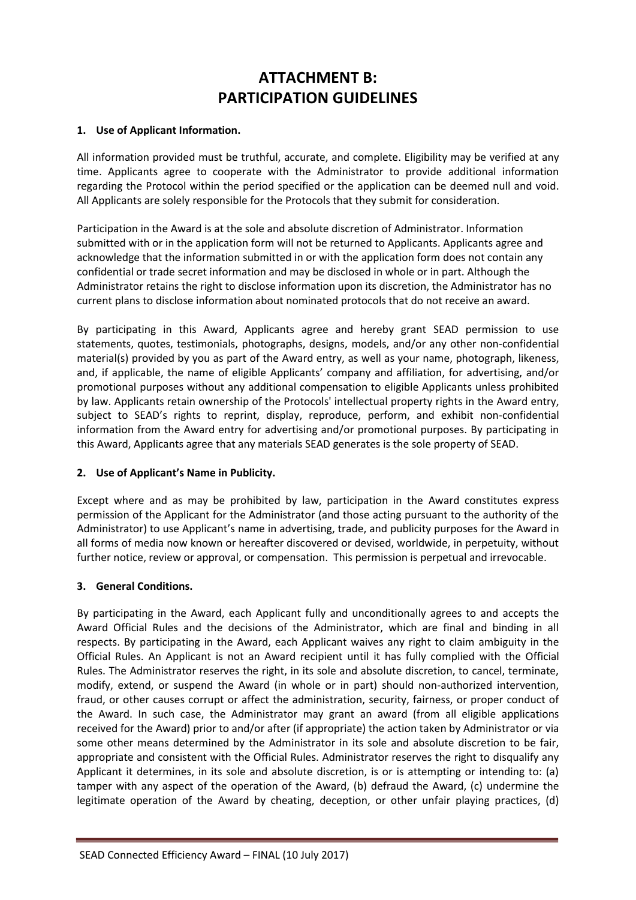# ATTACHMENT B: PARTICIPATION GUIDELINES

**1. Use of Applicant Information.**

All information provided must be truthful, accurate, and complete. Eligibility may be verified at any time. Applicants agree to cooperate with the Administrator to provide additional information regarding the Protocol within the period specified or the application can be deemed null and void. All Applicants are solely responsible for the Protocols that they submit for consideration.

Participation in the Award is at the sole and absolute discretion of Administrator. Information submitted with or in the application form will not be returned to Applicants. Applicants agree and acknowledge that the information submitted in or with the application form does not contain any confidential or trade secret information and may be disclosed in whole or in part. Although the Administrator retains the right to disclose information upon its discretion, the Administrator has no current plans to disclose information about nominated protocols that do not receive an award.

By participating in this Award, Applicants agree and hereby grant SEAD permission to use statements, quotes, testimonials, photographs, designs, models, and/or any other non-confidential material(s) provided by you as part of the Award entry, as well as your name, photograph, likeness, and, if applicable, the name of eligible Applicants' company and affiliation, for advertising, and/or promotional purposes without any additional compensation to eligible Applicants unless prohibited by law. Applicants retain ownership of the Protocols' intellectual property rights in the Award entry, subject to SEAD's rights to reprint, display, reproduce, perform, and exhibit non-confidential information from the Award entry for advertising and/or promotional purposes. By participating in this Award, Applicants agree that any materials SEAD generates is the sole property of SEAD.

**2. Use of Applicant's Name in Publicity.**

Except where and as may be prohibited by law, participation in the Award constitutes express permission of the Applicant for the Administrator (and those acting pursuant to the authority of the Administrator) to use Applicant's name in advertising, trade, and publicity purposes for the Award in all forms of media now known or hereafter discovered or devised, worldwide, in perpetuity, without further notice, review or approval, or compensation. This permission is perpetual and irrevocable.

**3. General Conditions.**

By participating in the Award, each Applicant fully and unconditionally agrees to and accepts the Award Official Rules and the decisions of the Administrator, which are final and binding in all respects. By participating in the Award, each Applicant waives any right to claim ambiguity in the Official Rules. An Applicant is not an Award recipient until it has fully complied with the Official Rules. The Administrator reserves the right, in its sole and absolute discretion, to cancel, terminate, modify, extend, or suspend the Award (in whole or in part) should non-authorized intervention, fraud, or other causes corrupt or affect the administration, security, fairness, or proper conduct of the Award. In such case, the Administrator may grant an award (from all eligible applications received for the Award) prior to and/or after (if appropriate) the action taken by Administrator or via some other means determined by the Administrator in its sole and absolute discretion to be fair, appropriate and consistent with the Official Rules. Administrator reserves the right to disqualify any Applicant it determines, in its sole and absolute discretion, is or is attempting or intending to: (a) tamper with any aspect of the operation of the Award, (b) defraud the Award, (c) undermine the legitimate operation of the Award by cheating, deception, or other unfair playing practices, (d)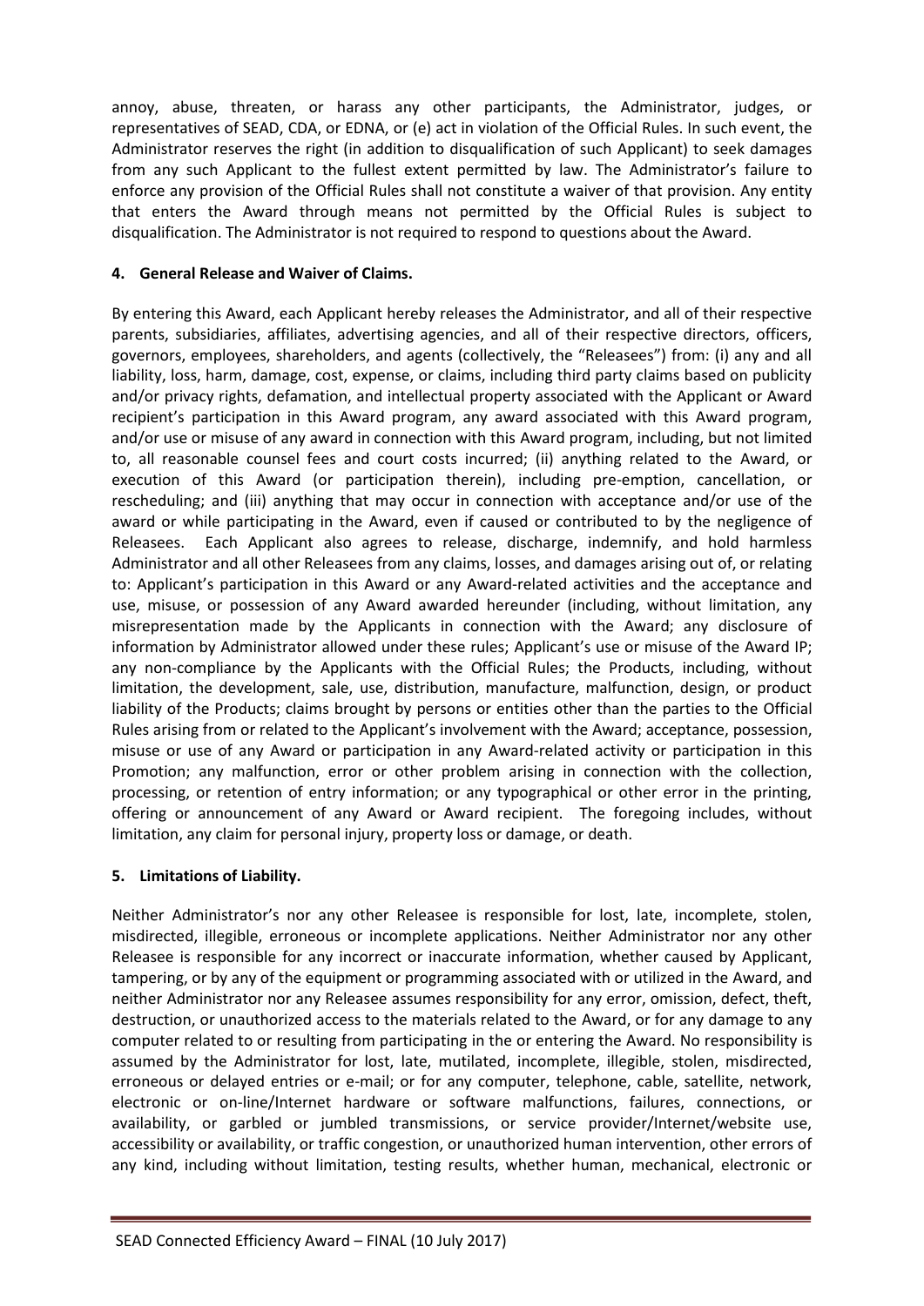annoy, abuse, threaten, or harass any other participants, the Administrator, judges, or representatives of SEAD, CDA, or EDNA, or (e) act in violation of the Official Rules. In such event, the Administrator reserves the right (in addition to disqualification of such Applicant) to seek damages from any such Applicant to the fullest extent permitted by law. The Administrator's failure to enforce any provision of the Official Rules shall not constitute a waiver of that provision. Any entity that enters the Award through means not permitted by the Official Rules is subject to disqualification. The Administrator is not required to respond to questions about the Award.

**4. General Release and Waiver of Claims.**

By entering this Award, each Applicant hereby releases the Administrator, and all of their respective parents, subsidiaries, affiliates, advertising agencies, and all of their respective directors, officers, governors, employees, shareholders, and agents (collectively, the "Releasees") from: (i) any and all liability, loss, harm, damage, cost, expense, or claims, including third party claims based on publicity and/or privacy rights, defamation, and intellectual property associated with the Applicant or Award recipient's participation in this Award program, any award associated with this Award program, and/or use or misuse of any award in connection with this Award program, including, but not limited to, all reasonable counsel fees and court costs incurred; (ii) anything related to the Award, or execution of this Award (or participation therein), including pre-emption, cancellation, or rescheduling; and (iii) anything that may occur in connection with acceptance and/or use of the award or while participating in the Award, even if caused or contributed to by the negligence of Releasees. Each Applicant also agrees to release, discharge, indemnify, and hold harmless Administrator and all other Releasees from any claims, losses, and damages arising out of, or relating to: Applicant's participation in this Award or any Award-related activities and the acceptance and use, misuse, or possession of any Award awarded hereunder (including, without limitation, any misrepresentation made by the Applicants in connection with the Award; any disclosure of information by Administrator allowed under these rules; Applicant's use or misuse of the Award IP; any non-compliance by the Applicants with the Official Rules; the Products, including, without limitation, the development, sale, use, distribution, manufacture, malfunction, design, or product liability of the Products; claims brought by persons or entities other than the parties to the Official Rules arising from or related to the Applicant's involvement with the Award; acceptance, possession, misuse or use of any Award or participation in any Award-related activity or participation in this Promotion; any malfunction, error or other problem arising in connection with the collection, processing, or retention of entry information; or any typographical or other error in the printing, offering or announcement of any Award or Award recipient. The foregoing includes, without limitation, any claim for personal injury, property loss or damage, or death.

**5. Limitations of Liability.**

Neither Administrator's nor any other Releasee is responsible for lost, late, incomplete, stolen, misdirected, illegible, erroneous or incomplete applications. Neither Administrator nor any other Releasee is responsible for any incorrect or inaccurate information, whether caused by Applicant, tampering, or by any of the equipment or programming associated with or utilized in the Award, and neither Administrator nor any Releasee assumes responsibility for any error, omission, defect, theft, destruction, or unauthorized access to the materials related to the Award, or for any damage to any computer related to or resulting from participating in the or entering the Award. No responsibility is assumed by the Administrator for lost, late, mutilated, incomplete, illegible, stolen, misdirected, erroneous or delayed entries or e-mail; or for any computer, telephone, cable, satellite, network, electronic or on-line/Internet hardware or software malfunctions, failures, connections, or availability, or garbled or jumbled transmissions, or service provider/Internet/website use, accessibility or availability, or traffic congestion, or unauthorized human intervention, other errors of any kind, including without limitation, testing results, whether human, mechanical, electronic or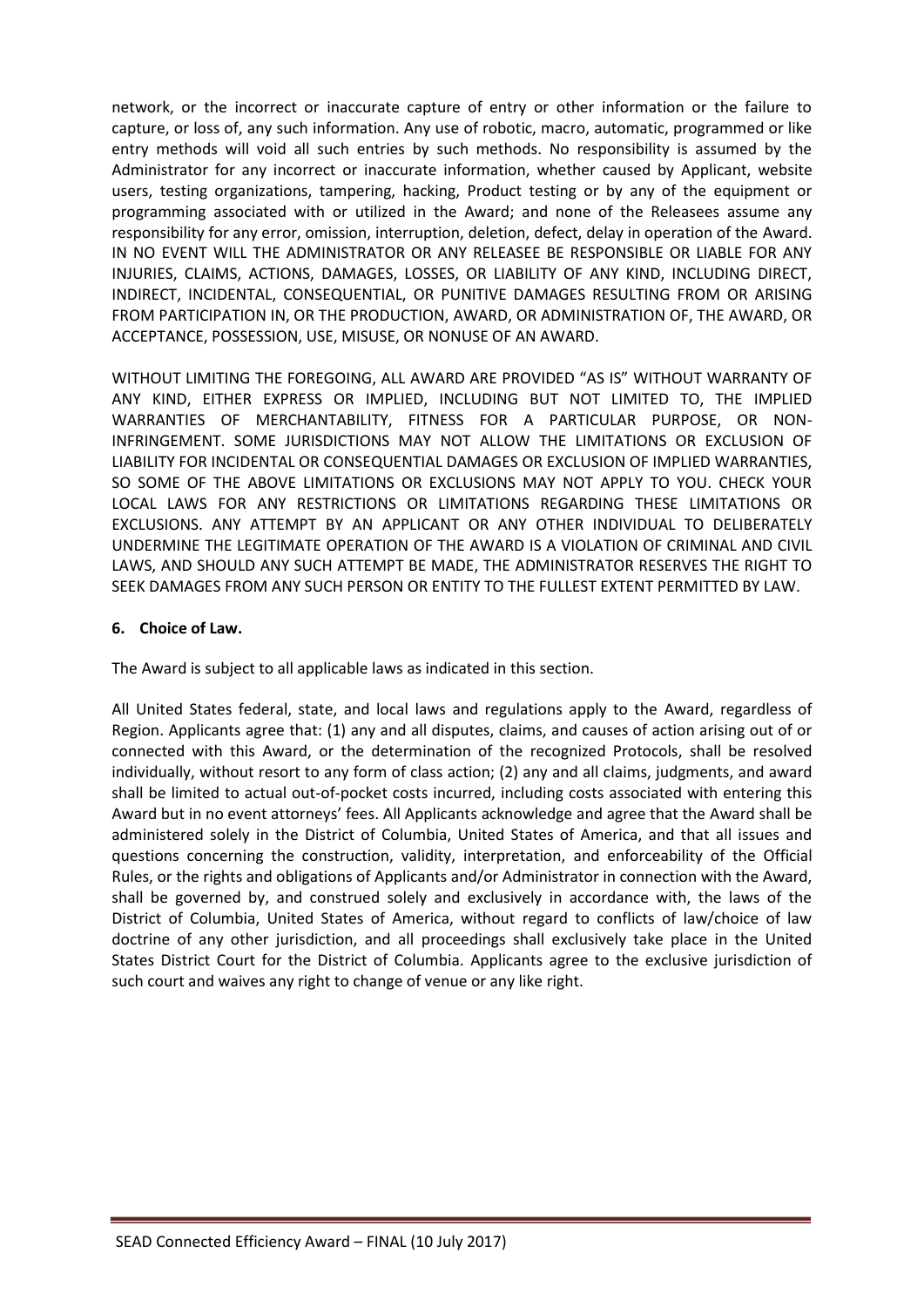network, or the incorrect or inaccurate capture of entry or other information or the failure to capture, or loss of, any such information. Any use of robotic, macro, automatic, programmed or like entry methods will void all such entries by such methods. No responsibility is assumed by the Administrator for any incorrect or inaccurate information, whether caused by Applicant, website users, testing organizations, tampering, hacking, Product testing or by any of the equipment or programming associated with or utilized in the Award; and none of the Releasees assume any responsibility for any error, omission, interruption, deletion, defect, delay in operation of the Award. IN NO EVENT WILL THE ADMINISTRATOR OR ANY RELEASEE BE RESPONSIBLE OR LIABLE FOR ANY INJURIES, CLAIMS, ACTIONS, DAMAGES, LOSSES, OR LIABILITY OF ANY KIND, INCLUDING DIRECT, INDIRECT, INCIDENTAL, CONSEQUENTIAL, OR PUNITIVE DAMAGES RESULTING FROM OR ARISING FROM PARTICIPATION IN, OR THE PRODUCTION, AWARD, OR ADMINISTRATION OF, THE AWARD, OR ACCEPTANCE, POSSESSION, USE, MISUSE, OR NONUSE OF AN AWARD.

WITHOUT LIMITING THE FOREGOING, ALL AWARD ARE PROVIDED "AS IS" WITHOUT WARRANTY OF ANY KIND, EITHER EXPRESS OR IMPLIED, INCLUDING BUT NOT LIMITED TO, THE IMPLIED WARRANTIES OF MERCHANTABILITY, FITNESS FOR A PARTICULAR PURPOSE, OR NON-INFRINGEMENT. SOME JURISDICTIONS MAY NOT ALLOW THE LIMITATIONS OR EXCLUSION OF LIABILITY FOR INCIDENTAL OR CONSEQUENTIAL DAMAGES OR EXCLUSION OF IMPLIED WARRANTIES, SO SOME OF THE ABOVE LIMITATIONS OR EXCLUSIONS MAY NOT APPLY TO YOU. CHECK YOUR LOCAL LAWS FOR ANY RESTRICTIONS OR LIMITATIONS REGARDING THESE LIMITATIONS OR EXCLUSIONS. ANY ATTEMPT BY AN APPLICANT OR ANY OTHER INDIVIDUAL TO DELIBERATELY UNDERMINE THE LEGITIMATE OPERATION OF THE AWARD IS A VIOLATION OF CRIMINAL AND CIVIL LAWS, AND SHOULD ANY SUCH ATTEMPT BE MADE, THE ADMINISTRATOR RESERVES THE RIGHT TO SEEK DAMAGES FROM ANY SUCH PERSON OR ENTITY TO THE FULLEST EXTENT PERMITTED BY LAW.

**6. Choice of Law.**

The Award is subject to all applicable laws as indicated in this section.

All United States federal, state, and local laws and regulations apply to the Award, regardless of Region. Applicants agree that: (1) any and all disputes, claims, and causes of action arising out of or connected with this Award, or the determination of the recognized Protocols, shall be resolved individually, without resort to any form of class action; (2) any and all claims, judgments, and award shall be limited to actual out-of-pocket costs incurred, including costs associated with entering this Award but in no event attorneys' fees. All Applicants acknowledge and agree that the Award shall be administered solely in the District of Columbia, United States of America, and that all issues and questions concerning the construction, validity, interpretation, and enforceability of the Official Rules, or the rights and obligations of Applicants and/or Administrator in connection with the Award, shall be governed by, and construed solely and exclusively in accordance with, the laws of the District of Columbia, United States of America, without regard to conflicts of law/choice of law doctrine of any other jurisdiction, and all proceedings shall exclusively take place in the United States District Court for the District of Columbia. Applicants agree to the exclusive jurisdiction of such court and waives any right to change of venue or any like right.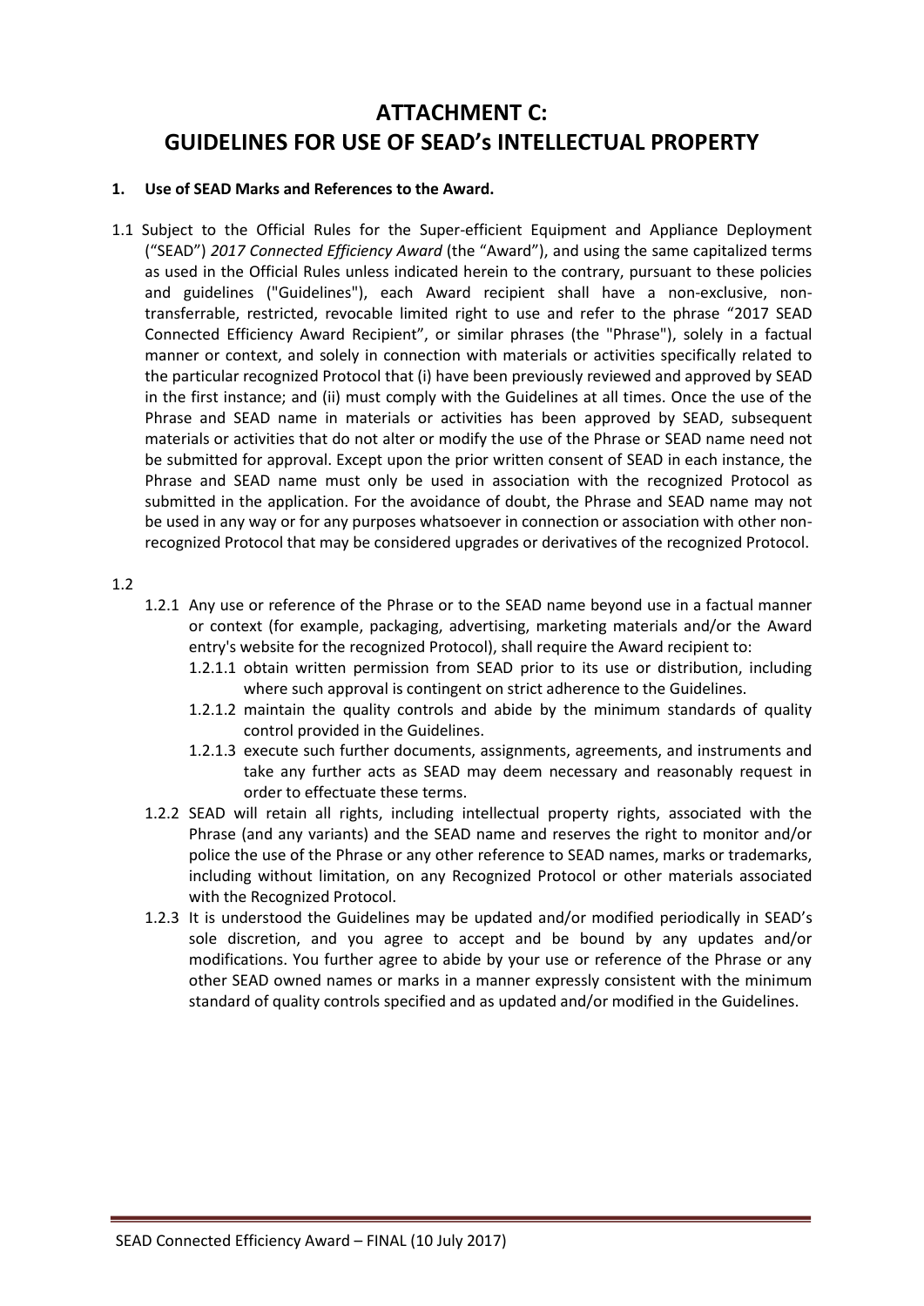# ATTACHMENT C: GUIDELINES FOR USE OF SEAD's INTELLECTUAL PROPERTY

**1. Use of SEAD Marks and References to the Award.**

1.1 Subject to the Official Rules for the Super-efficient Equipment and Appliance Deployment ("SEAD") *2017 Connected Efficiency Award* (the "Award"), and using the same capitalized terms as used in the Official Rules unless indicated herein to the contrary, pursuant to these policies and guidelines ("Guidelines"), each Award recipient shall have a non-exclusive, non-transferrable, restricted, revocable limited right to use and refer to the phrase "2017 SEAD Connected Efficiency Award Recipient", or similar phrases (the "Phrase"), solely in a factual manner or context, and solely in connection with materials or activities specifically related to the particular recognized Protocol that (i) have been previously reviewed and approved by SEAD in the first instance; and (ii) must comply with the Guidelines at all times. Once the use of the Phrase and SEAD name in materials or activities has been approved by SEAD, subsequent materials or activities that do not alter or modify the use of the Phrase or SEAD name need not be submitted for approval. Except upon the prior written consent of SEAD in each instance, the Phrase and SEAD name must only be used in association with the recognized Protocol as submitted in the application. For the avoidance of doubt, the Phrase and SEAD name may not be used in any way or for any purposes whatsoever in connection or association with other non-recognized Protocol that may be considered upgrades or derivatives of the recognized Protocol.

1.2

- 1.2.1 Any use or reference of the Phrase or to the SEAD name beyond use in a factual manner or context (for example, packaging, advertising, marketing materials and/or the Award entry's website for the recognized Protocol), shall require the Award recipient to:
  - 1.2.1.1 obtain written permission from SEAD prior to its use or distribution, including where such approval is contingent on strict adherence to the Guidelines.
  - 1.2.1.2 maintain the quality controls and abide by the minimum standards of quality control provided in the Guidelines.
  - 1.2.1.3 execute such further documents, assignments, agreements, and instruments and take any further acts as SEAD may deem necessary and reasonably request in order to effectuate these terms.
- 1.2.2 SEAD will retain all rights, including intellectual property rights, associated with the Phrase (and any variants) and the SEAD name and reserves the right to monitor and/or police the use of the Phrase or any other reference to SEAD names, marks or trademarks, including without limitation, on any Recognized Protocol or other materials associated with the Recognized Protocol.
- 1.2.3 It is understood the Guidelines may be updated and/or modified periodically in SEAD's sole discretion, and you agree to accept and be bound by any updates and/or modifications. You further agree to abide by your use or reference of the Phrase or any other SEAD owned names or marks in a manner expressly consistent with the minimum standard of quality controls specified and as updated and/or modified in the Guidelines.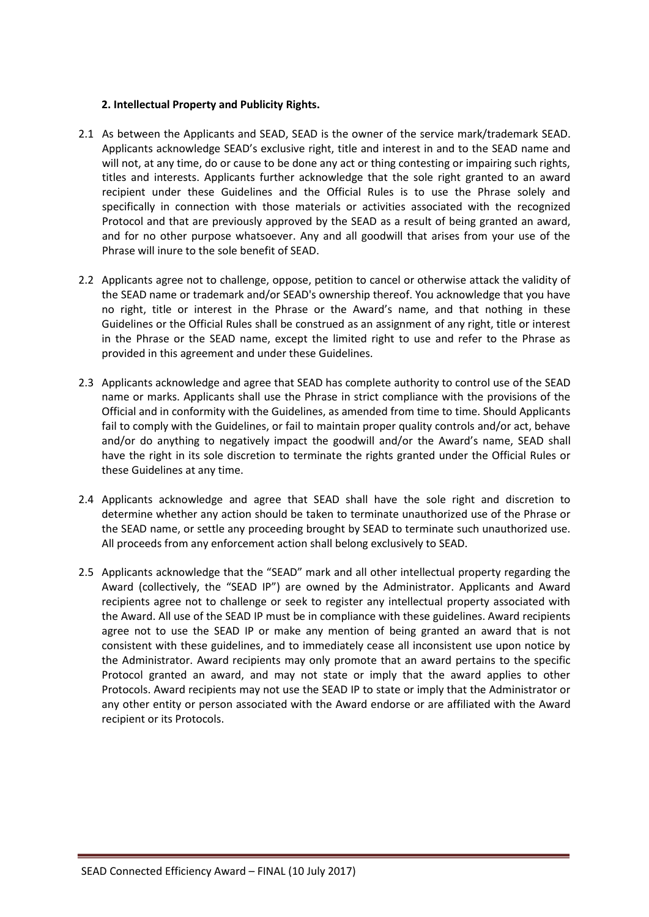**2. Intellectual Property and Publicity Rights.**

2.1 As between the Applicants and SEAD, SEAD is the owner of the service mark/trademark SEAD. Applicants acknowledge SEAD's exclusive right, title and interest in and to the SEAD name and will not, at any time, do or cause to be done any act or thing contesting or impairing such rights, titles and interests. Applicants further acknowledge that the sole right granted to an award recipient under these Guidelines and the Official Rules is to use the Phrase solely and specifically in connection with those materials or activities associated with the recognized Protocol and that are previously approved by the SEAD as a result of being granted an award, and for no other purpose whatsoever. Any and all goodwill that arises from your use of the Phrase will inure to the sole benefit of SEAD.

2.2 Applicants agree not to challenge, oppose, petition to cancel or otherwise attack the validity of the SEAD name or trademark and/or SEAD's ownership thereof. You acknowledge that you have no right, title or interest in the Phrase or the Award's name, and that nothing in these Guidelines or the Official Rules shall be construed as an assignment of any right, title or interest in the Phrase or the SEAD name, except the limited right to use and refer to the Phrase as provided in this agreement and under these Guidelines.

2.3 Applicants acknowledge and agree that SEAD has complete authority to control use of the SEAD name or marks. Applicants shall use the Phrase in strict compliance with the provisions of the Official and in conformity with the Guidelines, as amended from time to time. Should Applicants fail to comply with the Guidelines, or fail to maintain proper quality controls and/or act, behave and/or do anything to negatively impact the goodwill and/or the Award's name, SEAD shall have the right in its sole discretion to terminate the rights granted under the Official Rules or these Guidelines at any time.

2.4 Applicants acknowledge and agree that SEAD shall have the sole right and discretion to determine whether any action should be taken to terminate unauthorized use of the Phrase or the SEAD name, or settle any proceeding brought by SEAD to terminate such unauthorized use. All proceeds from any enforcement action shall belong exclusively to SEAD.

2.5 Applicants acknowledge that the "SEAD" mark and all other intellectual property regarding the Award (collectively, the "SEAD IP") are owned by the Administrator. Applicants and Award recipients agree not to challenge or seek to register any intellectual property associated with the Award. All use of the SEAD IP must be in compliance with these guidelines. Award recipients agree not to use the SEAD IP or make any mention of being granted an award that is not consistent with these guidelines, and to immediately cease all inconsistent use upon notice by the Administrator. Award recipients may only promote that an award pertains to the specific Protocol granted an award, and may not state or imply that the award applies to other Protocols. Award recipients may not use the SEAD IP to state or imply that the Administrator or any other entity or person associated with the Award endorse or are affiliated with the Award recipient or its Protocols.